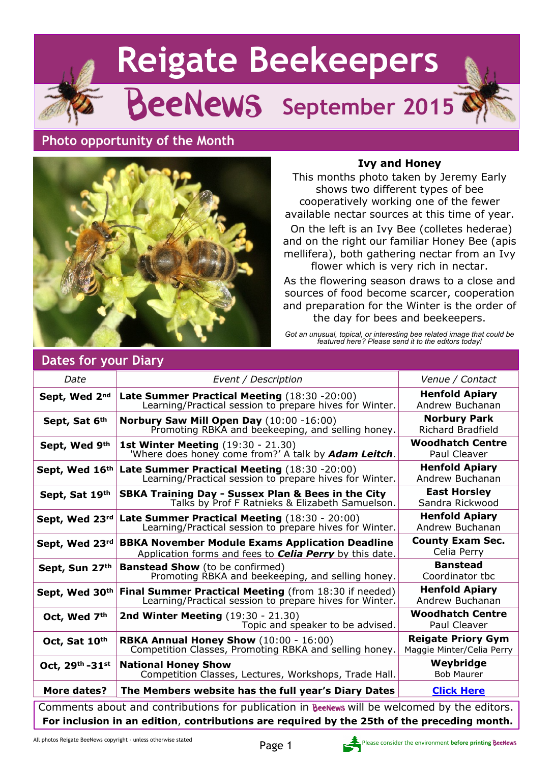# Reigate Beekeepers

## BeeNews September 2015

## Photo opportunity of the Month

### Ivy and Honey

This months photo taken by Jeremy Early shows two different types of bee cooperatively working one of the fewer available nectar sources at this time of year.

On the left is an Ivy Bee (colletes hederae) and on the right our familiar Honey Bee (apis mellifera), both gathering nectar from an Ivy flower which is very rich in nectar.

As the flowering season draws to a close and sources of food become scarcer, cooperation and preparation for the Winter is the order of the day for bees and beekeepers.

*Got an unusual, topical, or interesting bee related image that could be featured here? Please send it to the editors today!*

## Dates for your Diary

| Date | Event / Description | Venue / Contact |
|---|---|---|
| **Sept, Wed 2nd** | **Late Summer Practical Meeting** (18:30 -20:00) Learning/Practical session to prepare hives for Winter. | **Henfold Apiary** Andrew Buchanan |
| **Sept, Sat 6th** | **Norbury Saw Mill Open Day** (10:00 -16:00) Promoting RBKA and beekeeping, and selling honey. | **Norbury Park** Richard Bradfield |
| **Sept, Wed 9th** | **1st Winter Meeting** (19:30 - 21.30) 'Where does honey come from?' A talk by ***Adam Leitch***. | **Woodhatch Centre** Paul Cleaver |
| **Sept, Wed 16th** | **Late Summer Practical Meeting** (18:30 -20:00) Learning/Practical session to prepare hives for Winter. | **Henfold Apiary** Andrew Buchanan |
| **Sept, Sat 19th** | **SBKA Training Day - Sussex Plan & Bees in the City** Talks by Prof F Ratnieks & Elizabeth Samuelson. | **East Horsley** Sandra Rickwood |
| **Sept, Wed 23rd** | **Late Summer Practical Meeting** (18:30 - 20:00) Learning/Practical session to prepare hives for Winter. | **Henfold Apiary** Andrew Buchanan |
| **Sept, Wed 23rd** | **BBKA November Module Exams Application Deadline** Application forms and fees to ***Celia Perry*** by this date. | **County Exam Sec.** Celia Perry |
| **Sept, Sun 27th** | **Banstead Show** (to be confirmed) Promoting RBKA and beekeeping, and selling honey. | **Banstead** Coordinator tbc |
| **Sept, Wed 30th** | **Final Summer Practical Meeting** (from 18:30 if needed) Learning/Practical session to prepare hives for Winter. | **Henfold Apiary** Andrew Buchanan |
| **Oct, Wed 7th** | **2nd Winter Meeting** (19:30 - 21.30) Topic and speaker to be advised. | **Woodhatch Centre** Paul Cleaver |
| **Oct, Sat 10th** | **RBKA Annual Honey Show** (10:00 - 16:00) Competition Classes, Promoting RBKA and selling honey. | **Reigate Priory Gym** Maggie Minter/Celia Perry |
| **Oct, 29th -31st** | **National Honey Show** Competition Classes, Lectures, Workshops, Trade Hall. | **Weybridge** Bob Maurer |
| **More dates?** | **The Members website has the full year's Diary Dates** | **Click Here** |

Comments about and contributions for publication in BeeNews will be welcomed by the editors.
**For inclusion in an edition, contributions are required by the 25th of the preceding month.**

All photos Reigate BeeNews copyright - unless otherwise stated

Please consider the environment **before printing BeeNews**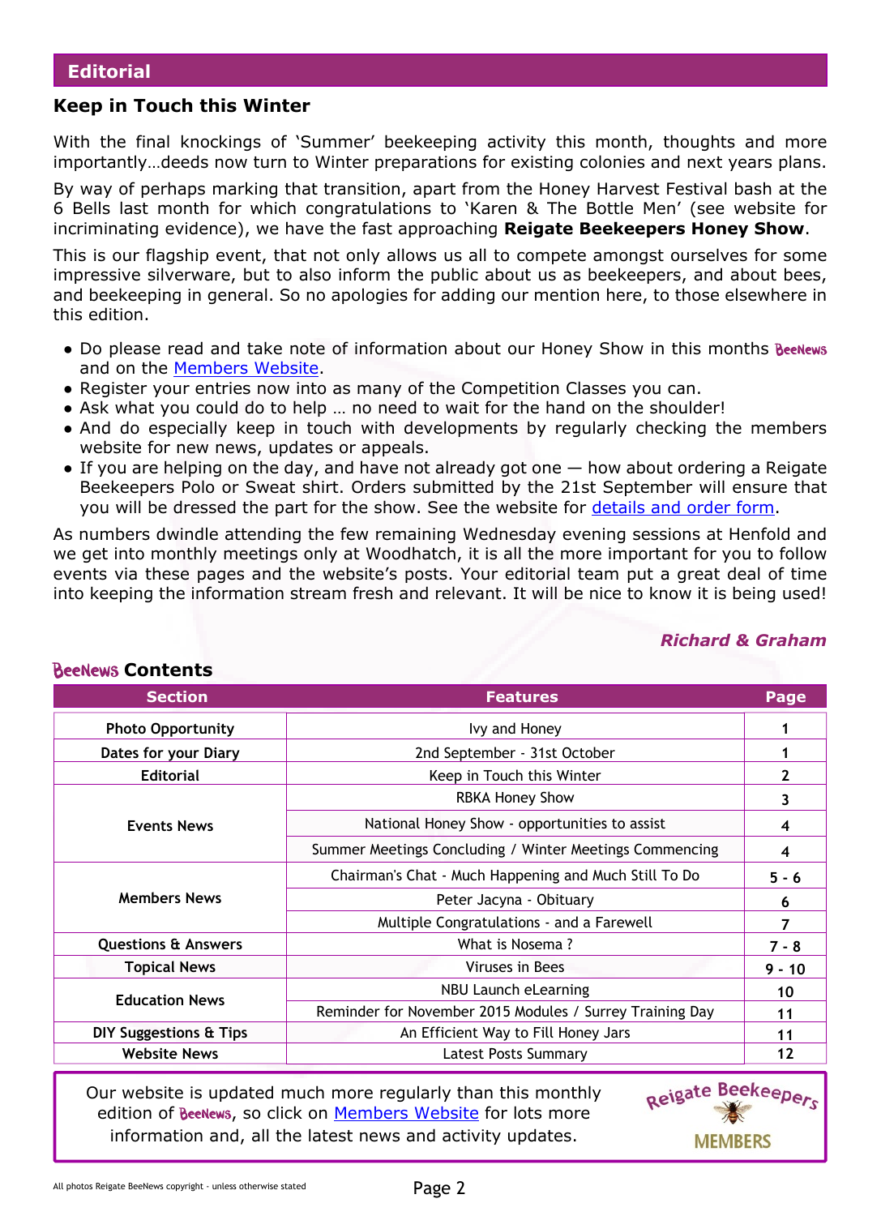## Editorial

### Keep in Touch this Winter

With the final knockings of 'Summer' beekeeping activity this month, thoughts and more importantly…deeds now turn to Winter preparations for existing colonies and next years plans.

By way of perhaps marking that transition, apart from the Honey Harvest Festival bash at the 6 Bells last month for which congratulations to 'Karen & The Bottle Men' (see website for incriminating evidence), we have the fast approaching **Reigate Beekeepers Honey Show**.

This is our flagship event, that not only allows us all to compete amongst ourselves for some impressive silverware, but to also inform the public about us as beekeepers, and about bees, and beekeeping in general. So no apologies for adding our mention here, to those elsewhere in this edition.

- Do please read and take note of information about our Honey Show in this months BeeNews and on the Members Website.
- Register your entries now into as many of the Competition Classes you can.
- Ask what you could do to help … no need to wait for the hand on the shoulder!
- And do especially keep in touch with developments by regularly checking the members website for new news, updates or appeals.
- If you are helping on the day, and have not already got one — how about ordering a Reigate Beekeepers Polo or Sweat shirt. Orders submitted by the 21st September will ensure that you will be dressed the part for the show. See the website for details and order form.

As numbers dwindle attending the few remaining Wednesday evening sessions at Henfold and we get into monthly meetings only at Woodhatch, it is all the more important for you to follow events via these pages and the website's posts. Your editorial team put a great deal of time into keeping the information stream fresh and relevant. It will be nice to know it is being used!

***Richard & Graham***

### BeeNews Contents

| Section | Features | Page |
|---|---|---|
| Photo Opportunity | Ivy and Honey | 1 |
| Dates for your Diary | 2nd September - 31st October | 1 |
| Editorial | Keep in Touch this Winter | 2 |
| Events News | RBKA Honey Show | 3 |
| | National Honey Show - opportunities to assist | 4 |
| | Summer Meetings Concluding / Winter Meetings Commencing | 4 |
| Members News | Chairman's Chat - Much Happening and Much Still To Do | 5 - 6 |
| | Peter Jacyna - Obituary | 6 |
| | Multiple Congratulations - and a Farewell | 7 |
| Questions & Answers | What is Nosema ? | 7 - 8 |
| Topical News | Viruses in Bees | 9 - 10 |
| Education News | NBU Launch eLearning | 10 |
| | Reminder for November 2015 Modules / Surrey Training Day | 11 |
| DIY Suggestions & Tips | An Efficient Way to Fill Honey Jars | 11 |
| Website News | Latest Posts Summary | 12 |

Our website is updated much more regularly than this monthly edition of BeeNews, so click on Members Website for lots more information and, all the latest news and activity updates.

Reigate Beekeepers MEMBERS

All photos Reigate BeeNews copyright - unless otherwise stated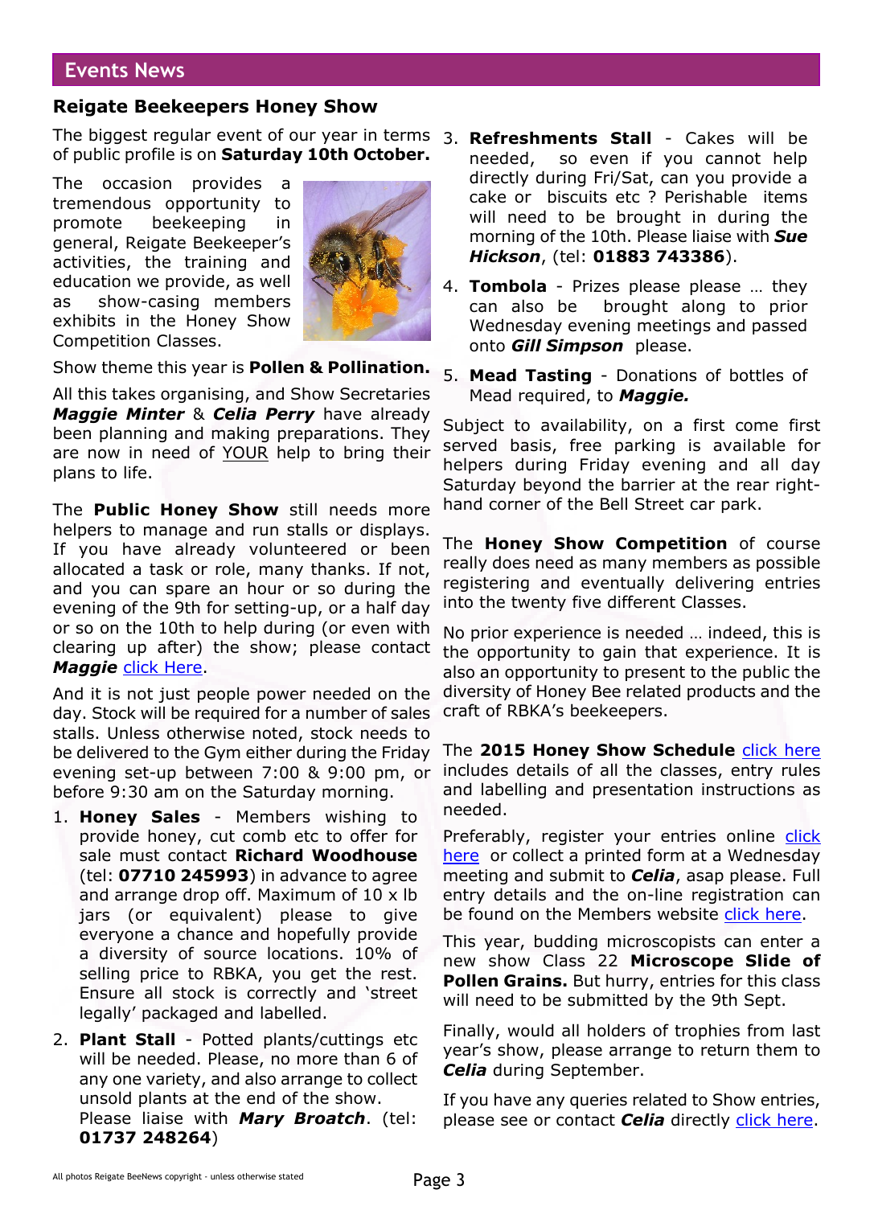## Events News

### Reigate Beekeepers Honey Show

The biggest regular event of our year in terms of public profile is on **Saturday 10th October.**

The occasion provides a tremendous opportunity to promote beekeeping in general, Reigate Beekeeper's activities, the training and education we provide, as well as show-casing members exhibits in the Honey Show Competition Classes.

Show theme this year is **Pollen & Pollination.**

All this takes organising, and Show Secretaries ***Maggie Minter*** & ***Celia Perry*** have already been planning and making preparations. They are now in need of YOUR help to bring their plans to life.

The **Public Honey Show** still needs more helpers to manage and run stalls or displays. If you have already volunteered or been allocated a task or role, many thanks. If not, and you can spare an hour or so during the evening of the 9th for setting-up, or a half day or so on the 10th to help during (or even with clearing up after) the show; please contact ***Maggie*** click Here.

And it is not just people power needed on the day. Stock will be required for a number of sales stalls. Unless otherwise noted, stock needs to be delivered to the Gym either during the Friday evening set-up between 7:00 & 9:00 pm, or before 9:30 am on the Saturday morning.

1. **Honey Sales** - Members wishing to provide honey, cut comb etc to offer for sale must contact **Richard Woodhouse** (tel: **07710 245993**) in advance to agree and arrange drop off. Maximum of 10 x lb jars (or equivalent) please to give everyone a chance and hopefully provide a diversity of source locations. 10% of selling price to RBKA, you get the rest. Ensure all stock is correctly and 'street legally' packaged and labelled.
2. **Plant Stall** - Potted plants/cuttings etc will be needed. Please, no more than 6 of any one variety, and also arrange to collect unsold plants at the end of the show. Please liaise with ***Mary Broatch***. (tel: **01737 248264**)
3. **Refreshments Stall** - Cakes will be needed, so even if you cannot help directly during Fri/Sat, can you provide a cake or biscuits etc ? Perishable items will need to be brought in during the morning of the 10th. Please liaise with ***Sue Hickson***, (tel: **01883 743386**).
4. **Tombola** - Prizes please please … they can also be brought along to prior Wednesday evening meetings and passed onto ***Gill Simpson*** please.
5. **Mead Tasting** - Donations of bottles of Mead required, to ***Maggie.***

Subject to availability, on a first come first served basis, free parking is available for helpers during Friday evening and all day Saturday beyond the barrier at the rear right-hand corner of the Bell Street car park.

The **Honey Show Competition** of course really does need as many members as possible registering and eventually delivering entries into the twenty five different Classes.

No prior experience is needed … indeed, this is the opportunity to gain that experience. It is also an opportunity to present to the public the diversity of Honey Bee related products and the craft of RBKA's beekeepers.

The **2015 Honey Show Schedule** click here includes details of all the classes, entry rules and labelling and presentation instructions as needed.

Preferably, register your entries online click here or collect a printed form at a Wednesday meeting and submit to ***Celia***, asap please. Full entry details and the on-line registration can be found on the Members website click here.

This year, budding microscopists can enter a new show Class 22 **Microscope Slide of Pollen Grains.** But hurry, entries for this class will need to be submitted by the 9th Sept.

Finally, would all holders of trophies from last year's show, please arrange to return them to ***Celia*** during September.

If you have any queries related to Show entries, please see or contact ***Celia*** directly click here.

All photos Reigate BeeNews copyright - unless otherwise stated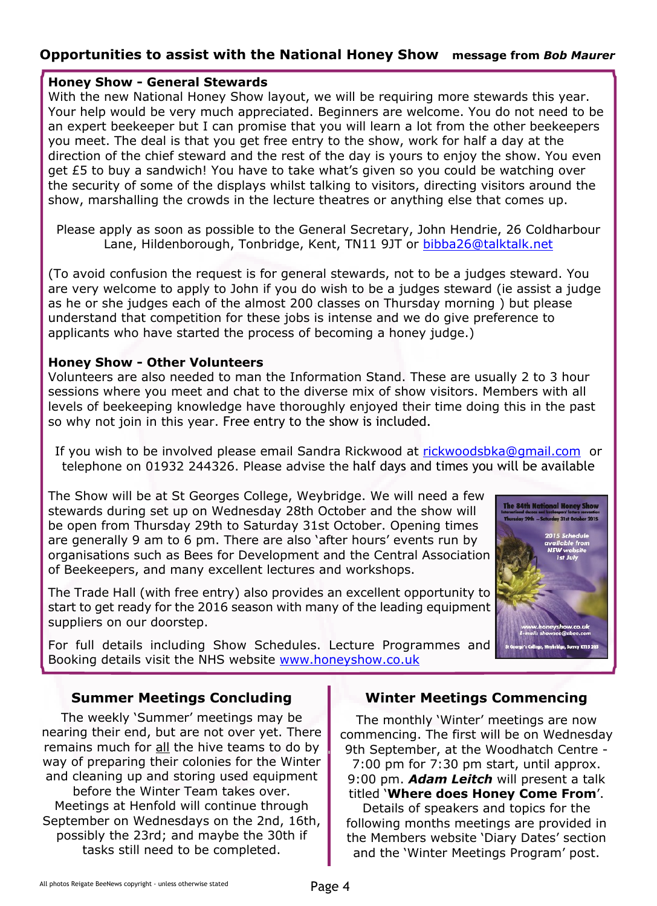## Opportunities to assist with the National Honey Show **message from *Bob Maurer***

**Honey Show - General Stewards**

With the new National Honey Show layout, we will be requiring more stewards this year. Your help would be very much appreciated. Beginners are welcome. You do not need to be an expert beekeeper but I can promise that you will learn a lot from the other beekeepers you meet. The deal is that you get free entry to the show, work for half a day at the direction of the chief steward and the rest of the day is yours to enjoy the show. You even get £5 to buy a sandwich! You have to take what's given so you could be watching over the security of some of the displays whilst talking to visitors, directing visitors around the show, marshalling the crowds in the lecture theatres or anything else that comes up.

Please apply as soon as possible to the General Secretary, John Hendrie, 26 Coldharbour Lane, Hildenborough, Tonbridge, Kent, TN11 9JT or bibba26@talktalk.net

(To avoid confusion the request is for general stewards, not to be a judges steward. You are very welcome to apply to John if you do wish to be a judges steward (ie assist a judge as he or she judges each of the almost 200 classes on Thursday morning ) but please understand that competition for these jobs is intense and we do give preference to applicants who have started the process of becoming a honey judge.)

**Honey Show - Other Volunteers**

Volunteers are also needed to man the Information Stand. These are usually 2 to 3 hour sessions where you meet and chat to the diverse mix of show visitors. Members with all levels of beekeeping knowledge have thoroughly enjoyed their time doing this in the past so why not join in this year. Free entry to the show is included.

If you wish to be involved please email Sandra Rickwood at rickwoodsbka@gmail.com or telephone on 01932 244326. Please advise the half days and times you will be available

The Show will be at St Georges College, Weybridge. We will need a few stewards during set up on Wednesday 28th October and the show will be open from Thursday 29th to Saturday 31st October. Opening times are generally 9 am to 6 pm. There are also 'after hours' events run by organisations such as Bees for Development and the Central Association of Beekeepers, and many excellent lectures and workshops.

The Trade Hall (with free entry) also provides an excellent opportunity to start to get ready for the 2016 season with many of the leading equipment suppliers on our doorstep.

For full details including Show Schedules. Lecture Programmes and Booking details visit the NHS website www.honeyshow.co.uk

### Summer Meetings Concluding

The weekly 'Summer' meetings may be nearing their end, but are not over yet. There remains much for all the hive teams to do by way of preparing their colonies for the Winter and cleaning up and storing used equipment before the Winter Team takes over. Meetings at Henfold will continue through September on Wednesdays on the 2nd, 16th, possibly the 23rd; and maybe the 30th if tasks still need to be completed.

### Winter Meetings Commencing

The monthly 'Winter' meetings are now commencing. The first will be on Wednesday 9th September, at the Woodhatch Centre - 7:00 pm for 7:30 pm start, until approx. 9:00 pm. ***Adam Leitch*** will present a talk titled '**Where does Honey Come From**'. Details of speakers and topics for the following months meetings are provided in the Members website 'Diary Dates' section and the 'Winter Meetings Program' post.

All photos Reigate BeeNews copyright - unless otherwise stated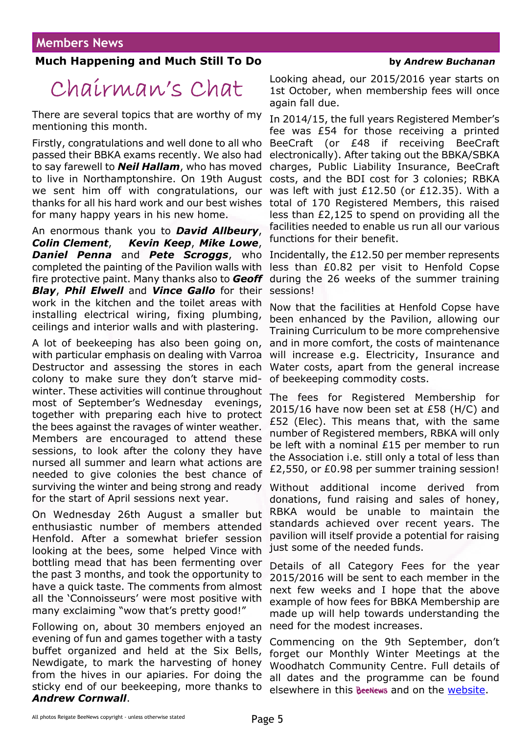## Members News

**Much Happening and Much Still To Do** **by *Andrew Buchanan***

# Chairman's Chat

There are several topics that are worthy of my mentioning this month.

Firstly, congratulations and well done to all who passed their BBKA exams recently. We also had to say farewell to ***Neil Hallam***, who has moved to live in Northamptonshire. On 19th August we sent him off with congratulations, our thanks for all his hard work and our best wishes for many happy years in his new home.

An enormous thank you to ***David Allbeury***, ***Colin Clement***, ***Kevin Keep***, ***Mike Lowe***, ***Daniel Penna*** and ***Pete Scroggs***, who completed the painting of the Pavilion walls with fire protective paint. Many thanks also to ***Geoff Blay***, ***Phil Elwell*** and ***Vince Gallo*** for their work in the kitchen and the toilet areas with installing electrical wiring, fixing plumbing, ceilings and interior walls and with plastering.

A lot of beekeeping has also been going on, with particular emphasis on dealing with Varroa Destructor and assessing the stores in each colony to make sure they don't starve mid-winter. These activities will continue throughout most of September's Wednesday evenings, together with preparing each hive to protect the bees against the ravages of winter weather. Members are encouraged to attend these sessions, to look after the colony they have nursed all summer and learn what actions are needed to give colonies the best chance of surviving the winter and being strong and ready for the start of April sessions next year.

On Wednesday 26th August a smaller but enthusiastic number of members attended Henfold. After a somewhat briefer session looking at the bees, some helped Vince with bottling mead that has been fermenting over the past 3 months, and took the opportunity to have a quick taste. The comments from almost all the 'Connoisseurs' were most positive with many exclaiming "wow that's pretty good!"

Following on, about 30 members enjoyed an evening of fun and games together with a tasty buffet organized and held at the Six Bells, Newdigate, to mark the harvesting of honey from the hives in our apiaries. For doing the sticky end of our beekeeping, more thanks to ***Andrew Cornwall***.

Looking ahead, our 2015/2016 year starts on 1st October, when membership fees will once again fall due.

In 2014/15, the full years Registered Member's fee was £54 for those receiving a printed BeeCraft (or £48 if receiving BeeCraft electronically). After taking out the BBKA/SBKA charges, Public Liability Insurance, BeeCraft costs, and the BDI cost for 3 colonies; RBKA was left with just £12.50 (or £12.35). With a total of 170 Registered Members, this raised less than £2,125 to spend on providing all the facilities needed to enable us run all our various functions for their benefit.

Incidentally, the £12.50 per member represents less than £0.82 per visit to Henfold Copse during the 26 weeks of the summer training sessions!

Now that the facilities at Henfold Copse have been enhanced by the Pavilion, allowing our Training Curriculum to be more comprehensive and in more comfort, the costs of maintenance will increase e.g. Electricity, Insurance and Water costs, apart from the general increase of beekeeping commodity costs.

The fees for Registered Membership for 2015/16 have now been set at £58 (H/C) and £52 (Elec). This means that, with the same number of Registered members, RBKA will only be left with a nominal £15 per member to run the Association i.e. still only a total of less than £2,550, or £0.98 per summer training session!

Without additional income derived from donations, fund raising and sales of honey, RBKA would be unable to maintain the standards achieved over recent years. The pavilion will itself provide a potential for raising just some of the needed funds.

Details of all Category Fees for the year 2015/2016 will be sent to each member in the next few weeks and I hope that the above example of how fees for BBKA Membership are made up will help towards understanding the need for the modest increases.

Commencing on the 9th September, don't forget our Monthly Winter Meetings at the Woodhatch Community Centre. Full details of all dates and the programme can be found elsewhere in this BeeNews and on the website.

All photos Reigate BeeNews copyright - unless otherwise stated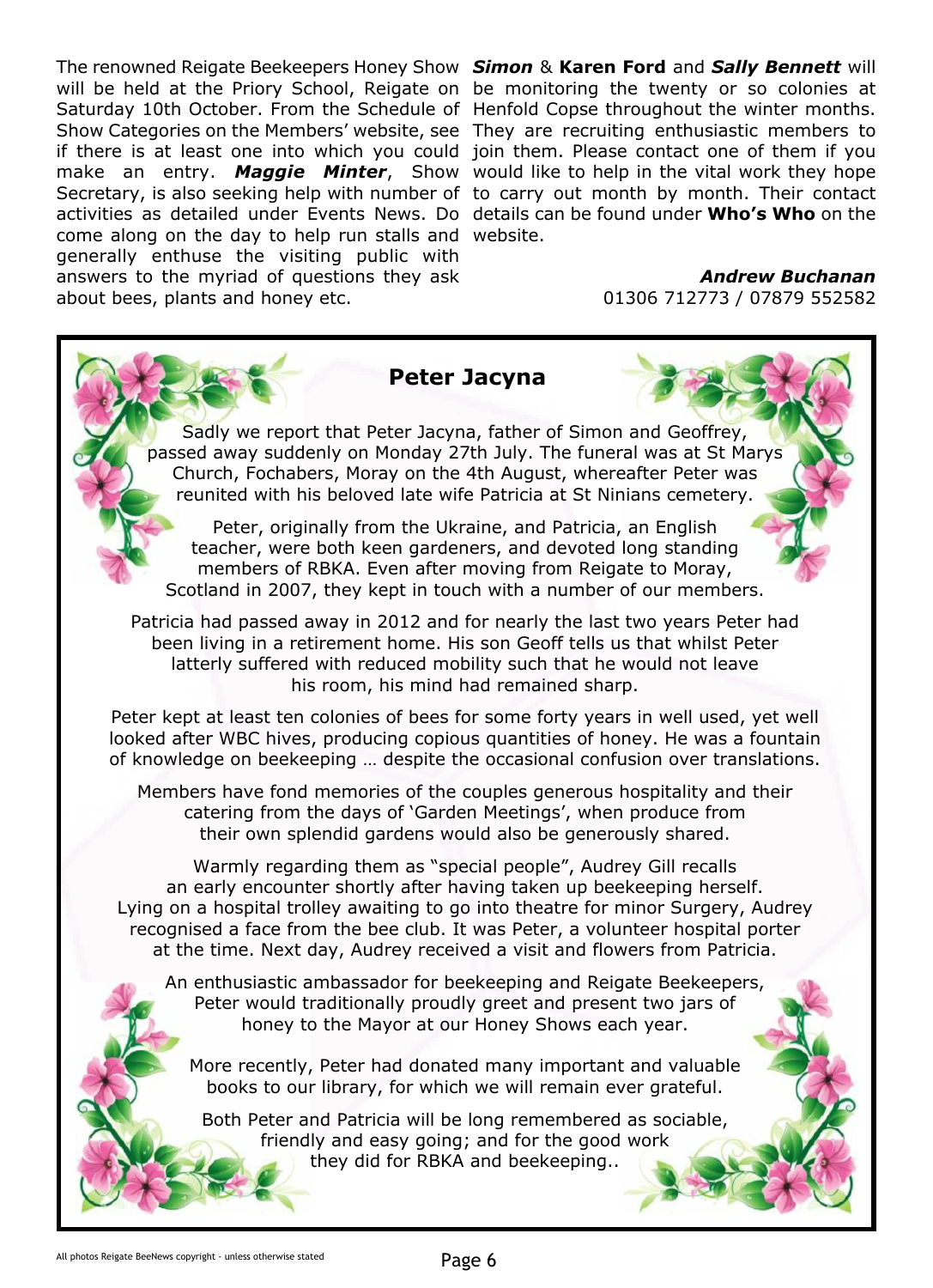The renowned Reigate Beekeepers Honey Show will be held at the Priory School, Reigate on Saturday 10th October. From the Schedule of Show Categories on the Members' website, see if there is at least one into which you could make an entry. ***Maggie Minter***, Show Secretary, is also seeking help with number of activities as detailed under Events News. Do come along on the day to help run stalls and generally enthuse the visiting public with answers to the myriad of questions they ask about bees, plants and honey etc.

***Simon*** & **Karen Ford** and ***Sally Bennett*** will be monitoring the twenty or so colonies at Henfold Copse throughout the winter months. They are recruiting enthusiastic members to join them. Please contact one of them if you would like to help in the vital work they hope to carry out month by month. Their contact details can be found under **Who's Who** on the website.

***Andrew Buchanan***
01306 712773 / 07879 552582

## Peter Jacyna

Sadly we report that Peter Jacyna, father of Simon and Geoffrey, passed away suddenly on Monday 27th July. The funeral was at St Marys Church, Fochabers, Moray on the 4th August, whereafter Peter was reunited with his beloved late wife Patricia at St Ninians cemetery.

Peter, originally from the Ukraine, and Patricia, an English teacher, were both keen gardeners, and devoted long standing members of RBKA. Even after moving from Reigate to Moray, Scotland in 2007, they kept in touch with a number of our members.

Patricia had passed away in 2012 and for nearly the last two years Peter had been living in a retirement home. His son Geoff tells us that whilst Peter latterly suffered with reduced mobility such that he would not leave his room, his mind had remained sharp.

Peter kept at least ten colonies of bees for some forty years in well used, yet well looked after WBC hives, producing copious quantities of honey. He was a fountain of knowledge on beekeeping … despite the occasional confusion over translations.

Members have fond memories of the couples generous hospitality and their catering from the days of 'Garden Meetings', when produce from their own splendid gardens would also be generously shared.

Warmly regarding them as "special people", Audrey Gill recalls an early encounter shortly after having taken up beekeeping herself. Lying on a hospital trolley awaiting to go into theatre for minor Surgery, Audrey recognised a face from the bee club. It was Peter, a volunteer hospital porter at the time. Next day, Audrey received a visit and flowers from Patricia.

An enthusiastic ambassador for beekeeping and Reigate Beekeepers, Peter would traditionally proudly greet and present two jars of honey to the Mayor at our Honey Shows each year.

More recently, Peter had donated many important and valuable books to our library, for which we will remain ever grateful.

Both Peter and Patricia will be long remembered as sociable, friendly and easy going; and for the good work they did for RBKA and beekeeping..

All photos Reigate BeeNews copyright - unless otherwise stated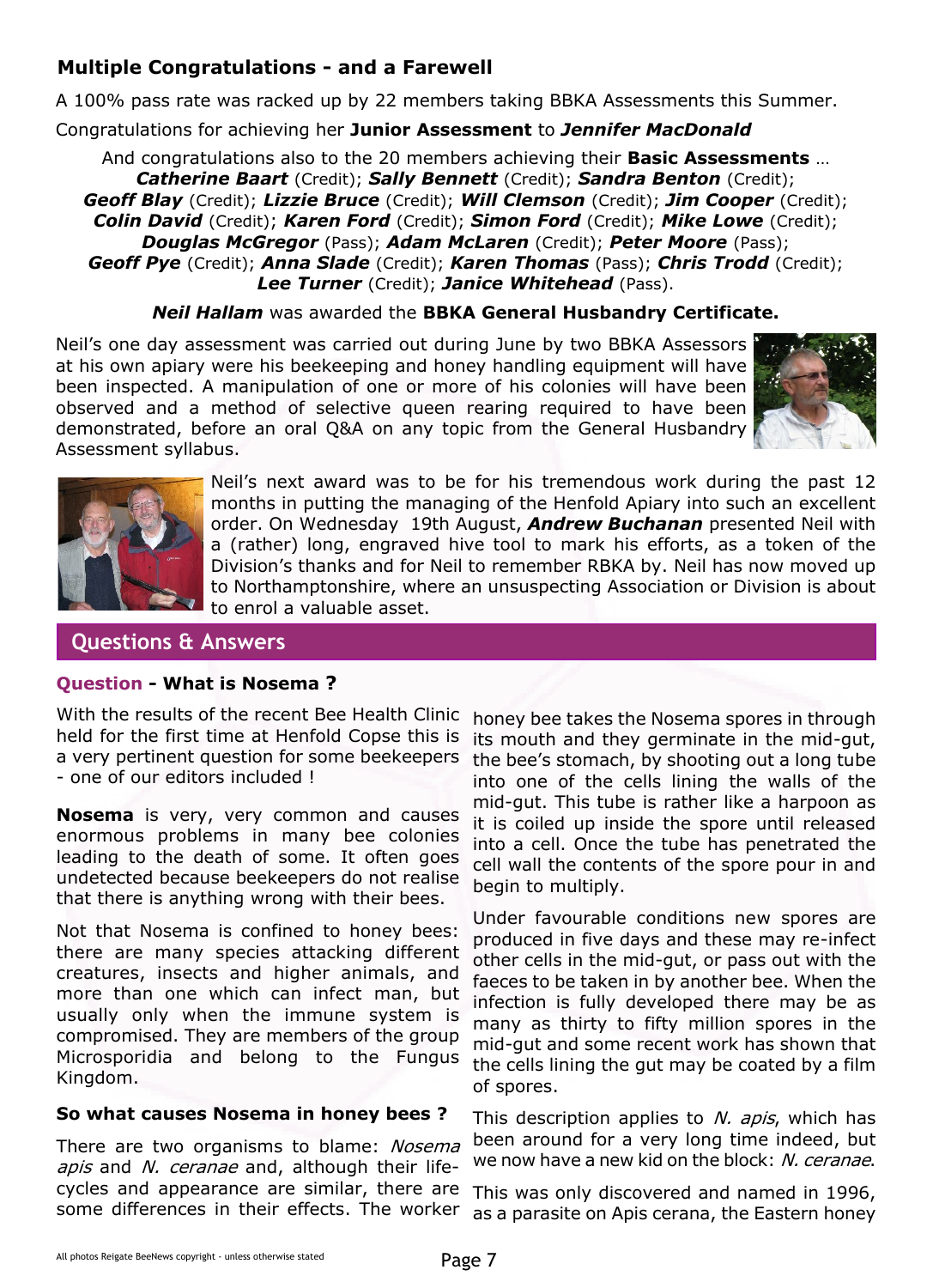## Multiple Congratulations - and a Farewell

A 100% pass rate was racked up by 22 members taking BBKA Assessments this Summer.

Congratulations for achieving her **Junior Assessment** to ***Jennifer MacDonald***

And congratulations also to the 20 members achieving their **Basic Assessments** …
***Catherine Baart*** (Credit); ***Sally Bennett*** (Credit); ***Sandra Benton*** (Credit);
***Geoff Blay*** (Credit); ***Lizzie Bruce*** (Credit); ***Will Clemson*** (Credit); ***Jim Cooper*** (Credit);
***Colin David*** (Credit); ***Karen Ford*** (Credit); ***Simon Ford*** (Credit); ***Mike Lowe*** (Credit);
***Douglas McGregor*** (Pass); ***Adam McLaren*** (Credit); ***Peter Moore*** (Pass);
***Geoff Pye*** (Credit); ***Anna Slade*** (Credit); ***Karen Thomas*** (Pass); ***Chris Trodd*** (Credit);
***Lee Turner*** (Credit); ***Janice Whitehead*** (Pass).

***Neil Hallam*** was awarded the **BBKA General Husbandry Certificate.**

Neil's one day assessment was carried out during June by two BBKA Assessors at his own apiary were his beekeeping and honey handling equipment will have been inspected. A manipulation of one or more of his colonies will have been observed and a method of selective queen rearing required to have been demonstrated, before an oral Q&A on any topic from the General Husbandry Assessment syllabus.

Neil's next award was to be for his tremendous work during the past 12 months in putting the managing of the Henfold Apiary into such an excellent order. On Wednesday 19th August, ***Andrew Buchanan*** presented Neil with a (rather) long, engraved hive tool to mark his efforts, as a token of the Division's thanks and for Neil to remember RBKA by. Neil has now moved up to Northamptonshire, where an unsuspecting Association or Division is about to enrol a valuable asset.

## Questions & Answers

### Question - What is Nosema ?

With the results of the recent Bee Health Clinic held for the first time at Henfold Copse this is a very pertinent question for some beekeepers - one of our editors included !

**Nosema** is very, very common and causes enormous problems in many bee colonies leading to the death of some. It often goes undetected because beekeepers do not realise that there is anything wrong with their bees.

Not that Nosema is confined to honey bees: there are many species attacking different creatures, insects and higher animals, and more than one which can infect man, but usually only when the immune system is compromised. They are members of the group Microsporidia and belong to the Fungus Kingdom.

**So what causes Nosema in honey bees ?**

There are two organisms to blame: *Nosema apis* and *N. ceranae* and, although their life-cycles and appearance are similar, there are some differences in their effects. The worker honey bee takes the Nosema spores in through its mouth and they germinate in the mid-gut, the bee's stomach, by shooting out a long tube into one of the cells lining the walls of the mid-gut. This tube is rather like a harpoon as it is coiled up inside the spore until released into a cell. Once the tube has penetrated the cell wall the contents of the spore pour in and begin to multiply.

Under favourable conditions new spores are produced in five days and these may re-infect other cells in the mid-gut, or pass out with the faeces to be taken in by another bee. When the infection is fully developed there may be as many as thirty to fifty million spores in the mid-gut and some recent work has shown that the cells lining the gut may be coated by a film of spores.

This description applies to *N. apis*, which has been around for a very long time indeed, but we now have a new kid on the block: *N. ceranae*.

This was only discovered and named in 1996, as a parasite on Apis cerana, the Eastern honey

All photos Reigate BeeNews copyright - unless otherwise stated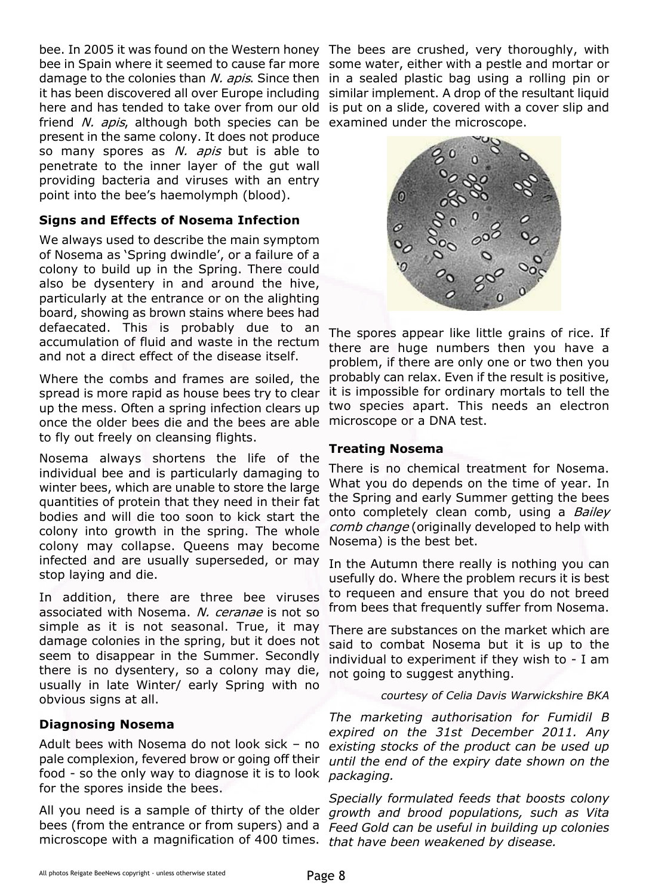bee. In 2005 it was found on the Western honey bee in Spain where it seemed to cause far more damage to the colonies than *N. apis*. Since then it has been discovered all over Europe including here and has tended to take over from our old friend *N. apis*, although both species can be present in the same colony. It does not produce so many spores as *N. apis* but is able to penetrate to the inner layer of the gut wall providing bacteria and viruses with an entry point into the bee's haemolymph (blood).

### Signs and Effects of Nosema Infection

We always used to describe the main symptom of Nosema as 'Spring dwindle', or a failure of a colony to build up in the Spring. There could also be dysentery in and around the hive, particularly at the entrance or on the alighting board, showing as brown stains where bees had defaecated. This is probably due to an accumulation of fluid and waste in the rectum and not a direct effect of the disease itself.

Where the combs and frames are soiled, the spread is more rapid as house bees try to clear up the mess. Often a spring infection clears up once the older bees die and the bees are able to fly out freely on cleansing flights.

Nosema always shortens the life of the individual bee and is particularly damaging to winter bees, which are unable to store the large quantities of protein that they need in their fat bodies and will die too soon to kick start the colony into growth in the spring. The whole colony may collapse. Queens may become infected and are usually superseded, or may stop laying and die.

In addition, there are three bee viruses associated with Nosema. *N. ceranae* is not so simple as it is not seasonal. True, it may damage colonies in the spring, but it does not seem to disappear in the Summer. Secondly there is no dysentery, so a colony may die, usually in late Winter/ early Spring with no obvious signs at all.

### Diagnosing Nosema

Adult bees with Nosema do not look sick – no pale complexion, fevered brow or going off their food - so the only way to diagnose it is to look for the spores inside the bees.

All you need is a sample of thirty of the older bees (from the entrance or from supers) and a microscope with a magnification of 400 times. The bees are crushed, very thoroughly, with some water, either with a pestle and mortar or in a sealed plastic bag using a rolling pin or similar implement. A drop of the resultant liquid is put on a slide, covered with a cover slip and examined under the microscope.

The spores appear like little grains of rice. If there are huge numbers then you have a problem, if there are only one or two then you probably can relax. Even if the result is positive, it is impossible for ordinary mortals to tell the two species apart. This needs an electron microscope or a DNA test.

### Treating Nosema

There is no chemical treatment for Nosema. What you do depends on the time of year. In the Spring and early Summer getting the bees onto completely clean comb, using a *Bailey comb change* (originally developed to help with Nosema) is the best bet.

In the Autumn there really is nothing you can usefully do. Where the problem recurs it is best to requeen and ensure that you do not breed from bees that frequently suffer from Nosema.

There are substances on the market which are said to combat Nosema but it is up to the individual to experiment if they wish to - I am not going to suggest anything.

*courtesy of Celia Davis Warwickshire BKA*

*The marketing authorisation for Fumidil B expired on the 31st December 2011. Any existing stocks of the product can be used up until the end of the expiry date shown on the packaging.*

*Specially formulated feeds that boosts colony growth and brood populations, such as Vita Feed Gold can be useful in building up colonies that have been weakened by disease.*

All photos Reigate BeeNews copyright - unless otherwise stated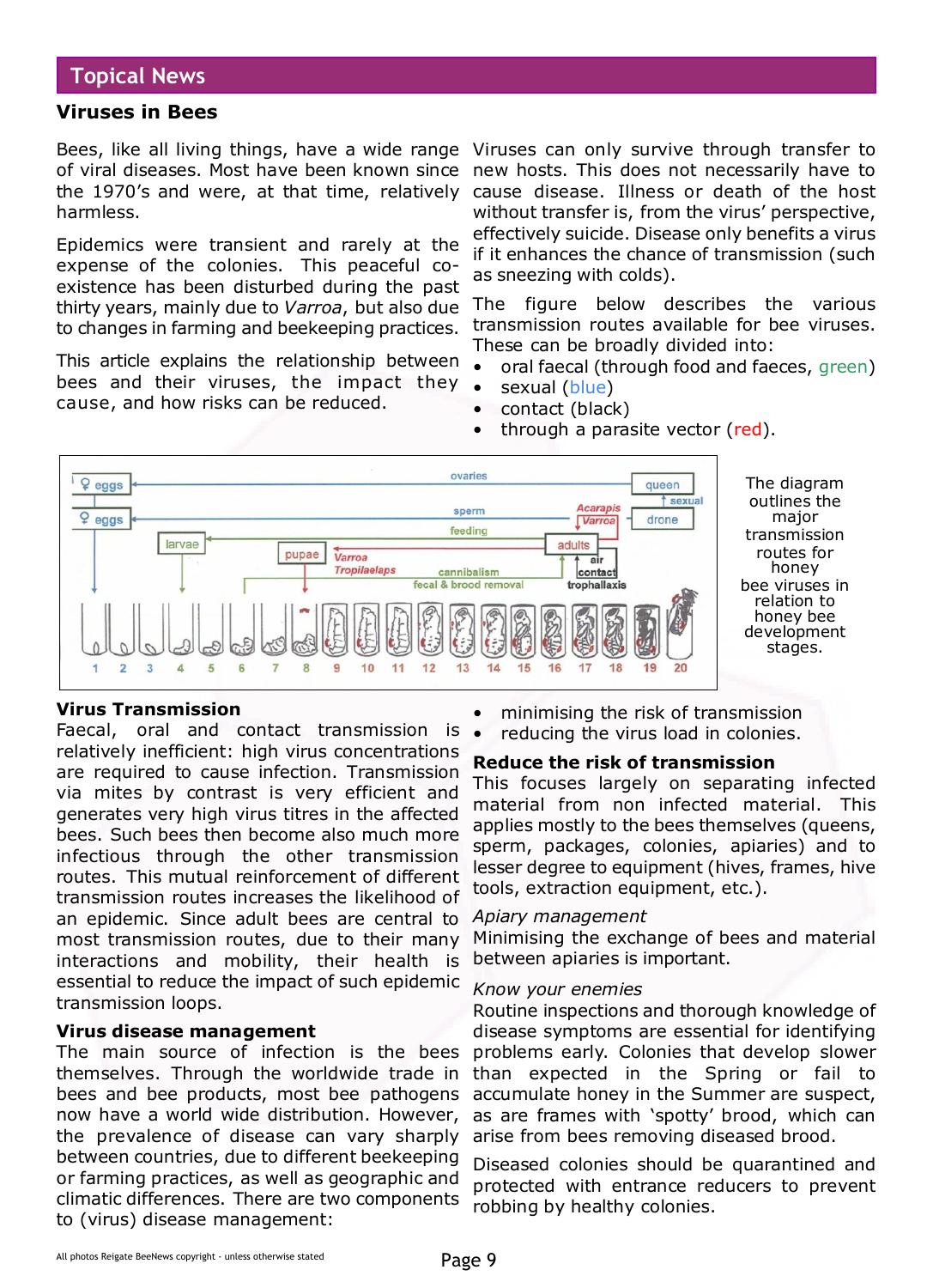## Topical News

### Viruses in Bees

Bees, like all living things, have a wide range of viral diseases. Most have been known since the 1970's and were, at that time, relatively harmless.

Epidemics were transient and rarely at the expense of the colonies. This peaceful co-existence has been disturbed during the past thirty years, mainly due to *Varroa*, but also due to changes in farming and beekeeping practices.

This article explains the relationship between bees and their viruses, the impact they cause, and how risks can be reduced.

Viruses can only survive through transfer to new hosts. This does not necessarily have to cause disease. Illness or death of the host without transfer is, from the virus' perspective, effectively suicide. Disease only benefits a virus if it enhances the chance of transmission (such as sneezing with colds).

The figure below describes the various transmission routes available for bee viruses. These can be broadly divided into:

- oral faecal (through food and faeces, green)
- sexual (blue)
- contact (black)
- through a parasite vector (red).

The diagram outlines the major transmission routes for honey bee viruses in relation to honey bee development stages.

### Virus Transmission

Faecal, oral and contact transmission is relatively inefficient: high virus concentrations are required to cause infection. Transmission via mites by contrast is very efficient and generates very high virus titres in the affected bees. Such bees then become also much more infectious through the other transmission routes. This mutual reinforcement of different transmission routes increases the likelihood of an epidemic. Since adult bees are central to most transmission routes, due to their many interactions and mobility, their health is essential to reduce the impact of such epidemic transmission loops.

### Virus disease management

The main source of infection is the bees themselves. Through the worldwide trade in bees and bee products, most bee pathogens now have a world wide distribution. However, the prevalence of disease can vary sharply between countries, due to different beekeeping or farming practices, as well as geographic and climatic differences. There are two components to (virus) disease management:

- minimising the risk of transmission
- reducing the virus load in colonies.

### Reduce the risk of transmission

This focuses largely on separating infected material from non infected material. This applies mostly to the bees themselves (queens, sperm, packages, colonies, apiaries) and to lesser degree to equipment (hives, frames, hive tools, extraction equipment, etc.).

*Apiary management*

Minimising the exchange of bees and material between apiaries is important.

*Know your enemies*

Routine inspections and thorough knowledge of disease symptoms are essential for identifying problems early. Colonies that develop slower than expected in the Spring or fail to accumulate honey in the Summer are suspect, as are frames with 'spotty' brood, which can arise from bees removing diseased brood.

Diseased colonies should be quarantined and protected with entrance reducers to prevent robbing by healthy colonies.

All photos Reigate BeeNews copyright - unless otherwise stated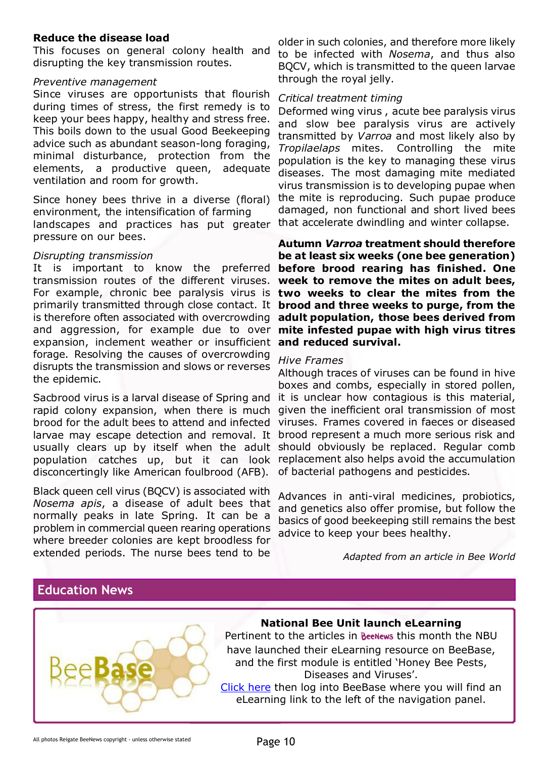**Reduce the disease load**

This focuses on general colony health and disrupting the key transmission routes.

*Preventive management*

Since viruses are opportunists that flourish during times of stress, the first remedy is to keep your bees happy, healthy and stress free. This boils down to the usual Good Beekeeping advice such as abundant season-long foraging, minimal disturbance, protection from the elements, a productive queen, adequate ventilation and room for growth.

Since honey bees thrive in a diverse (floral) environment, the intensification of farming landscapes and practices has put greater pressure on our bees.

*Disrupting transmission*

It is important to know the preferred transmission routes of the different viruses. For example, chronic bee paralysis virus is primarily transmitted through close contact. It is therefore often associated with overcrowding and aggression, for example due to over expansion, inclement weather or insufficient forage. Resolving the causes of overcrowding disrupts the transmission and slows or reverses the epidemic.

Sacbrood virus is a larval disease of Spring and rapid colony expansion, when there is much brood for the adult bees to attend and infected larvae may escape detection and removal. It usually clears up by itself when the adult population catches up, but it can look disconcertingly like American foulbrood (AFB).

Black queen cell virus (BQCV) is associated with *Nosema apis*, a disease of adult bees that normally peaks in late Spring. It can be a problem in commercial queen rearing operations where breeder colonies are kept broodless for extended periods. The nurse bees tend to be older in such colonies, and therefore more likely to be infected with *Nosema*, and thus also BQCV, which is transmitted to the queen larvae through the royal jelly.

*Critical treatment timing*

Deformed wing virus , acute bee paralysis virus and slow bee paralysis virus are actively transmitted by *Varroa* and most likely also by *Tropilaelaps* mites. Controlling the mite population is the key to managing these virus diseases. The most damaging mite mediated virus transmission is to developing pupae when the mite is reproducing. Such pupae produce damaged, non functional and short lived bees that accelerate dwindling and winter collapse.

**Autumn *Varroa* treatment should therefore be at least six weeks (one bee generation) before brood rearing has finished. One week to remove the mites on adult bees, two weeks to clear the mites from the brood and three weeks to purge, from the adult population, those bees derived from mite infested pupae with high virus titres and reduced survival.**

*Hive Frames*

Although traces of viruses can be found in hive boxes and combs, especially in stored pollen, it is unclear how contagious is this material, given the inefficient oral transmission of most viruses. Frames covered in faeces or diseased brood represent a much more serious risk and should obviously be replaced. Regular comb replacement also helps avoid the accumulation of bacterial pathogens and pesticides.

Advances in anti-viral medicines, probiotics, and genetics also offer promise, but follow the basics of good beekeeping still remains the best advice to keep your bees healthy.

*Adapted from an article in Bee World*

## Education News

BeeBase

**National Bee Unit launch eLearning**

Pertinent to the articles in BeeNews this month the NBU have launched their eLearning resource on BeeBase, and the first module is entitled 'Honey Bee Pests, Diseases and Viruses'.

Click here then log into BeeBase where you will find an eLearning link to the left of the navigation panel.

All photos Reigate BeeNews copyright - unless otherwise stated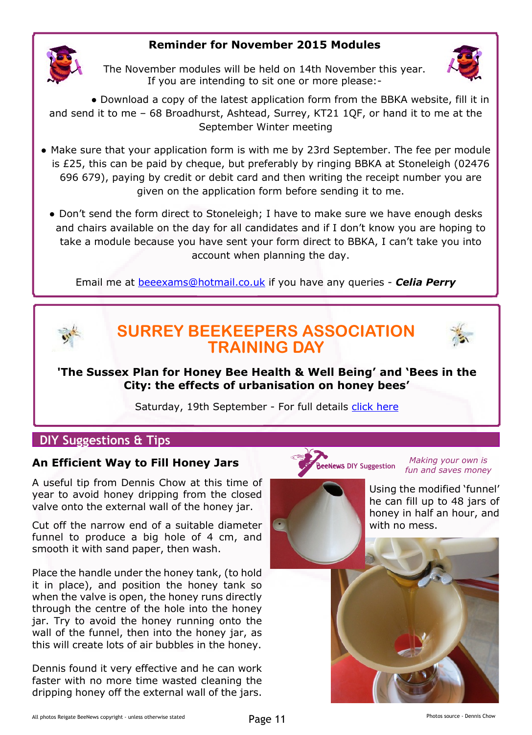## Reminder for November 2015 Modules

The November modules will be held on 14th November this year. If you are intending to sit one or more please:-

- Download a copy of the latest application form from the BBKA website, fill it in and send it to me – 68 Broadhurst, Ashtead, Surrey, KT21 1QF, or hand it to me at the September Winter meeting
- Make sure that your application form is with me by 23rd September. The fee per module is £25, this can be paid by cheque, but preferably by ringing BBKA at Stoneleigh (02476 696 679), paying by credit or debit card and then writing the receipt number you are given on the application form before sending it to me.
- Don't send the form direct to Stoneleigh; I have to make sure we have enough desks and chairs available on the day for all candidates and if I don't know you are hoping to take a module because you have sent your form direct to BBKA, I can't take you into account when planning the day.

Email me at beeexams@hotmail.co.uk if you have any queries - ***Celia Perry***

## SURREY BEEKEEPERS ASSOCIATION TRAINING DAY

**'The Sussex Plan for Honey Bee Health & Well Being' and 'Bees in the City: the effects of urbanisation on honey bees'**

Saturday, 19th September - For full details click here

## DIY Suggestions & Tips

### An Efficient Way to Fill Honey Jars

BeeNews DIY Suggestion — *Making your own is fun and saves money*

A useful tip from Dennis Chow at this time of year to avoid honey dripping from the closed valve onto the external wall of the honey jar.

Cut off the narrow end of a suitable diameter funnel to produce a big hole of 4 cm, and smooth it with sand paper, then wash.

Place the handle under the honey tank, (to hold it in place), and position the honey tank so when the valve is open, the honey runs directly through the centre of the hole into the honey jar. Try to avoid the honey running onto the wall of the funnel, then into the honey jar, as this will create lots of air bubbles in the honey.

Dennis found it very effective and he can work faster with no more time wasted cleaning the dripping honey off the external wall of the jars.

Using the modified 'funnel' he can fill up to 48 jars of honey in half an hour, and with no mess.

All photos Reigate BeeNews copyright - unless otherwise stated

Photos source - Dennis Chow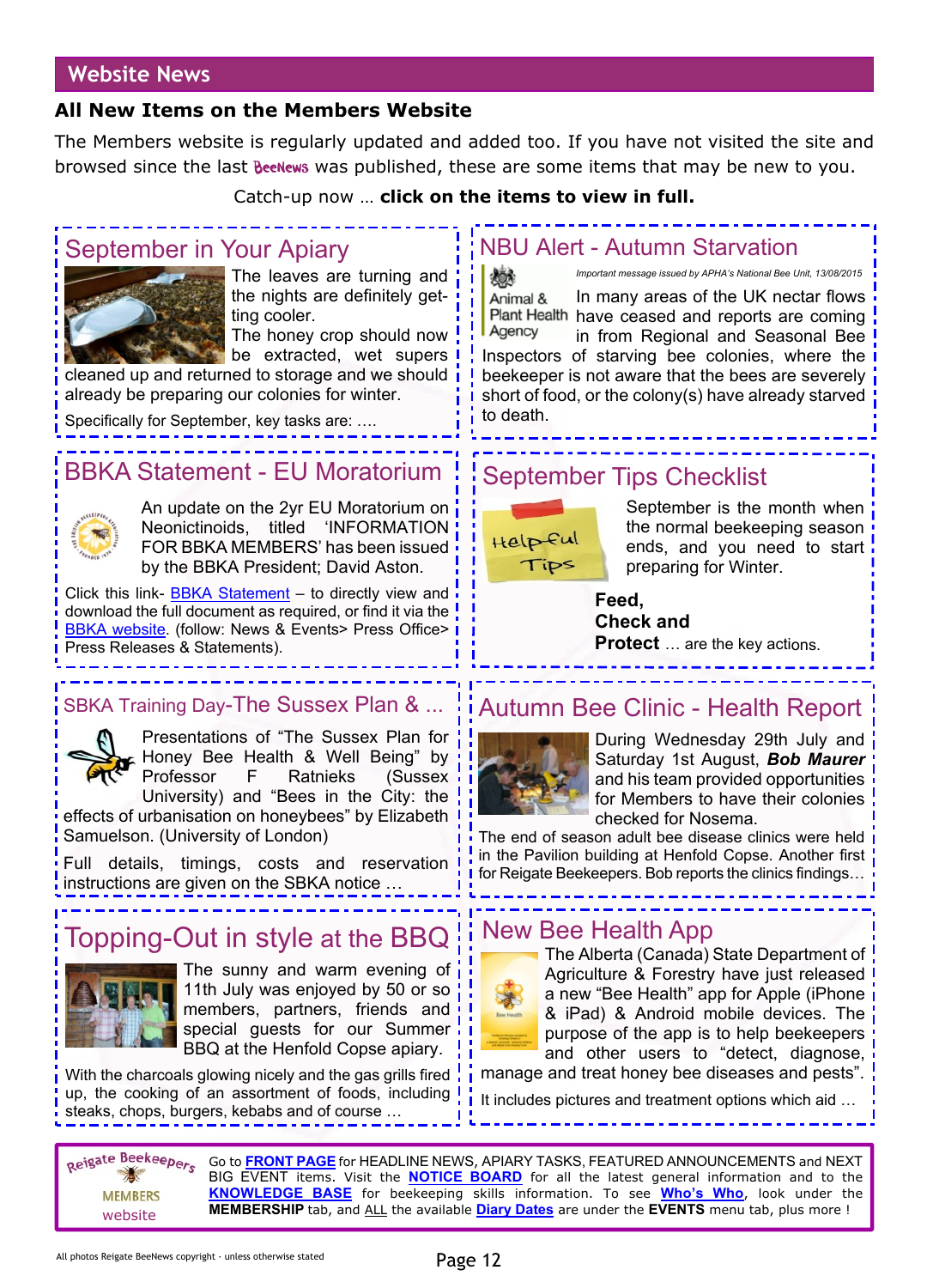## Website News

### All New Items on the Members Website

The Members website is regularly updated and added too. If you have not visited the site and browsed since the last BeeNews was published, these are some items that may be new to you.

Catch-up now … **click on the items to view in full.**

### September in Your Apiary

The leaves are turning and the nights are definitely getting cooler.

The honey crop should now be extracted, wet supers cleaned up and returned to storage and we should already be preparing our colonies for winter.

Specifically for September, key tasks are: ….

### NBU Alert - Autumn Starvation

Animal & Plant Health Agency

*Important message issued by APHA's National Bee Unit, 13/08/2015*

In many areas of the UK nectar flows have ceased and reports are coming in from Regional and Seasonal Bee Inspectors of starving bee colonies, where the beekeeper is not aware that the bees are severely short of food, or the colony(s) have already starved to death.

### BBKA Statement - EU Moratorium

An update on the 2yr EU Moratorium on Neonictinoids, titled 'INFORMATION FOR BBKA MEMBERS' has been issued by the BBKA President; David Aston.

Click this link- BBKA Statement – to directly view and download the full document as required, or find it via the BBKA website. (follow: News & Events> Press Office> Press Releases & Statements).

### September Tips Checklist

Helpful Tips

September is the month when the normal beekeeping season ends, and you need to start preparing for Winter.

**Feed,**
**Check and**
**Protect** … are the key actions.

### SBKA Training Day-The Sussex Plan & …

Presentations of "The Sussex Plan for Honey Bee Health & Well Being" by Professor F Ratnieks (Sussex University) and "Bees in the City: the effects of urbanisation on honeybees" by Elizabeth Samuelson. (University of London)

Full details, timings, costs and reservation instructions are given on the SBKA notice …

### Autumn Bee Clinic - Health Report

During Wednesday 29th July and Saturday 1st August, ***Bob Maurer*** and his team provided opportunities for Members to have their colonies checked for Nosema.

The end of season adult bee disease clinics were held in the Pavilion building at Henfold Copse. Another first for Reigate Beekeepers. Bob reports the clinics findings…

### Topping-Out in style at the BBQ

The sunny and warm evening of 11th July was enjoyed by 50 or so members, partners, friends and special guests for our Summer BBQ at the Henfold Copse apiary.

With the charcoals glowing nicely and the gas grills fired up, the cooking of an assortment of foods, including steaks, chops, burgers, kebabs and of course …

### New Bee Health App

The Alberta (Canada) State Department of Agriculture & Forestry have just released a new "Bee Health" app for Apple (iPhone & iPad) & Android mobile devices. The purpose of the app is to help beekeepers and other users to "detect, diagnose, manage and treat honey bee diseases and pests".

It includes pictures and treatment options which aid …

---

Reigate Beekeepers MEMBERS website

Go to **FRONT PAGE** for HEADLINE NEWS, APIARY TASKS, FEATURED ANNOUNCEMENTS and NEXT BIG EVENT items. Visit the **NOTICE BOARD** for all the latest general information and to the **KNOWLEDGE BASE** for beekeeping skills information. To see **Who's Who**, look under the **MEMBERSHIP** tab, and ALL the available **Diary Dates** are under the **EVENTS** menu tab, plus more !

All photos Reigate BeeNews copyright - unless otherwise stated